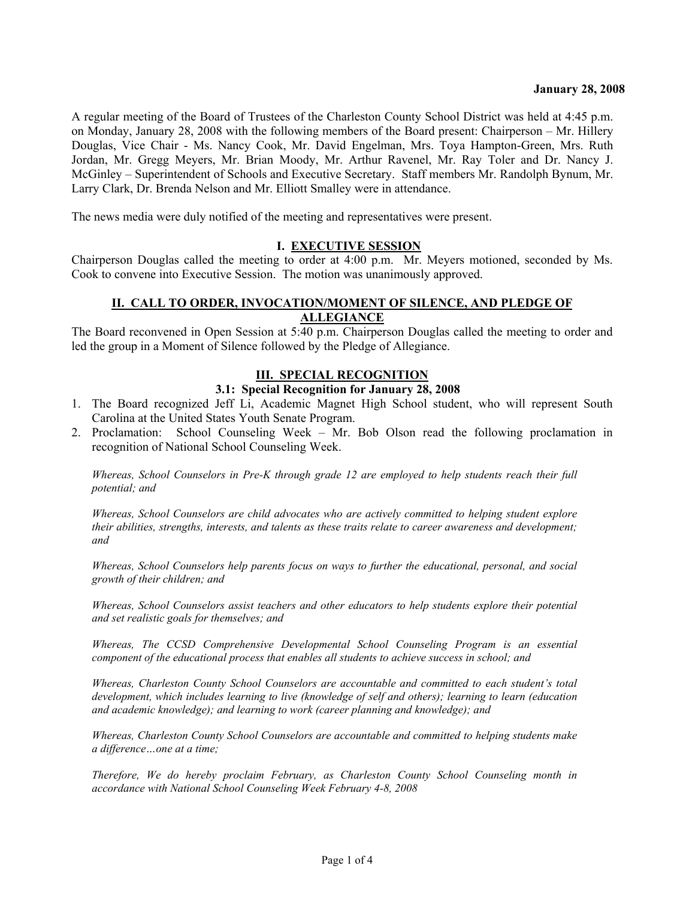**January 28, 2008**

A regular meeting of the Board of Trustees of the Charleston County School District was held at 4:45 p.m. on Monday, January 28, 2008 with the following members of the Board present: Chairperson – Mr. Hillery Douglas, Vice Chair - Ms. Nancy Cook, Mr. David Engelman, Mrs. Toya Hampton-Green, Mrs. Ruth Jordan, Mr. Gregg Meyers, Mr. Brian Moody, Mr. Arthur Ravenel, Mr. Ray Toler and Dr. Nancy J. McGinley – Superintendent of Schools and Executive Secretary. Staff members Mr. Randolph Bynum, Mr. Larry Clark, Dr. Brenda Nelson and Mr. Elliott Smalley were in attendance.

The news media were duly notified of the meeting and representatives were present.

## I. EXECUTIVE SESSION

Chairperson Douglas called the meeting to order at 4:00 p.m. Mr. Meyers motioned, seconded by Ms. Cook to convene into Executive Session. The motion was unanimously approved.

## II. CALL TO ORDER, INVOCATION/MOMENT OF SILENCE, AND PLEDGE OF ALLEGIANCE

The Board reconvened in Open Session at 5:40 p.m. Chairperson Douglas called the meeting to order and led the group in a Moment of Silence followed by the Pledge of Allegiance.

## III. SPECIAL RECOGNITION

### 3.1: Special Recognition for January 28, 2008

1. The Board recognized Jeff Li, Academic Magnet High School student, who will represent South Carolina at the United States Youth Senate Program.
2. Proclamation: School Counseling Week – Mr. Bob Olson read the following proclamation in recognition of National School Counseling Week.

   *Whereas, School Counselors in Pre-K through grade 12 are employed to help students reach their full potential; and*

   *Whereas, School Counselors are child advocates who are actively committed to helping student explore their abilities, strengths, interests, and talents as these traits relate to career awareness and development; and*

   *Whereas, School Counselors help parents focus on ways to further the educational, personal, and social growth of their children; and*

   *Whereas, School Counselors assist teachers and other educators to help students explore their potential and set realistic goals for themselves; and*

   *Whereas, The CCSD Comprehensive Developmental School Counseling Program is an essential component of the educational process that enables all students to achieve success in school; and*

   *Whereas, Charleston County School Counselors are accountable and committed to each student's total development, which includes learning to live (knowledge of self and others); learning to learn (education and academic knowledge); and learning to work (career planning and knowledge); and*

   *Whereas, Charleston County School Counselors are accountable and committed to helping students make a difference…one at a time;*

   *Therefore, We do hereby proclaim February, as Charleston County School Counseling month in accordance with National School Counseling Week February 4-8, 2008*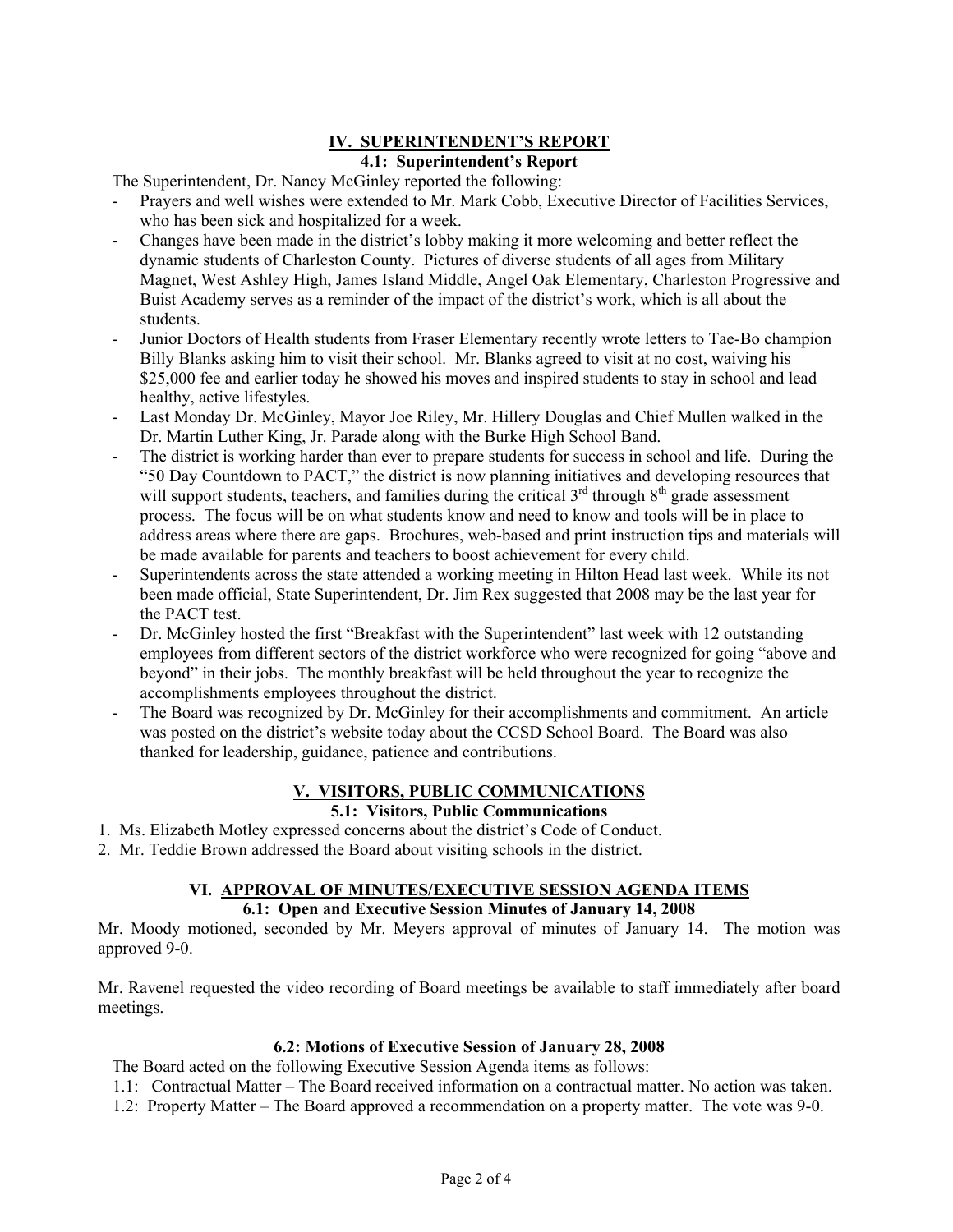## IV. SUPERINTENDENT'S REPORT

### 4.1: Superintendent's Report

The Superintendent, Dr. Nancy McGinley reported the following:

- Prayers and well wishes were extended to Mr. Mark Cobb, Executive Director of Facilities Services, who has been sick and hospitalized for a week.
- Changes have been made in the district's lobby making it more welcoming and better reflect the dynamic students of Charleston County. Pictures of diverse students of all ages from Military Magnet, West Ashley High, James Island Middle, Angel Oak Elementary, Charleston Progressive and Buist Academy serves as a reminder of the impact of the district's work, which is all about the students.
- Junior Doctors of Health students from Fraser Elementary recently wrote letters to Tae-Bo champion Billy Blanks asking him to visit their school. Mr. Blanks agreed to visit at no cost, waiving his $25,000 fee and earlier today he showed his moves and inspired students to stay in school and lead healthy, active lifestyles.
- Last Monday Dr. McGinley, Mayor Joe Riley, Mr. Hillery Douglas and Chief Mullen walked in the Dr. Martin Luther King, Jr. Parade along with the Burke High School Band.
- The district is working harder than ever to prepare students for success in school and life. During the "50 Day Countdown to PACT," the district is now planning initiatives and developing resources that will support students, teachers, and families during the critical 3rd through 8th grade assessment process. The focus will be on what students know and need to know and tools will be in place to address areas where there are gaps. Brochures, web-based and print instruction tips and materials will be made available for parents and teachers to boost achievement for every child.
- Superintendents across the state attended a working meeting in Hilton Head last week. While its not been made official, State Superintendent, Dr. Jim Rex suggested that 2008 may be the last year for the PACT test.
- Dr. McGinley hosted the first "Breakfast with the Superintendent" last week with 12 outstanding employees from different sectors of the district workforce who were recognized for going "above and beyond" in their jobs. The monthly breakfast will be held throughout the year to recognize the accomplishments employees throughout the district.
- The Board was recognized by Dr. McGinley for their accomplishments and commitment. An article was posted on the district's website today about the CCSD School Board. The Board was also thanked for leadership, guidance, patience and contributions.

## V. VISITORS, PUBLIC COMMUNICATIONS

### 5.1: Visitors, Public Communications

1. Ms. Elizabeth Motley expressed concerns about the district's Code of Conduct.
2. Mr. Teddie Brown addressed the Board about visiting schools in the district.

## VI. APPROVAL OF MINUTES/EXECUTIVE SESSION AGENDA ITEMS

### 6.1: Open and Executive Session Minutes of January 14, 2008

Mr. Moody motioned, seconded by Mr. Meyers approval of minutes of January 14. The motion was approved 9-0.

Mr. Ravenel requested the video recording of Board meetings be available to staff immediately after board meetings.

### 6.2: Motions of Executive Session of January 28, 2008

The Board acted on the following Executive Session Agenda items as follows:

1.1: Contractual Matter – The Board received information on a contractual matter. No action was taken.
1.2: Property Matter – The Board approved a recommendation on a property matter. The vote was 9-0.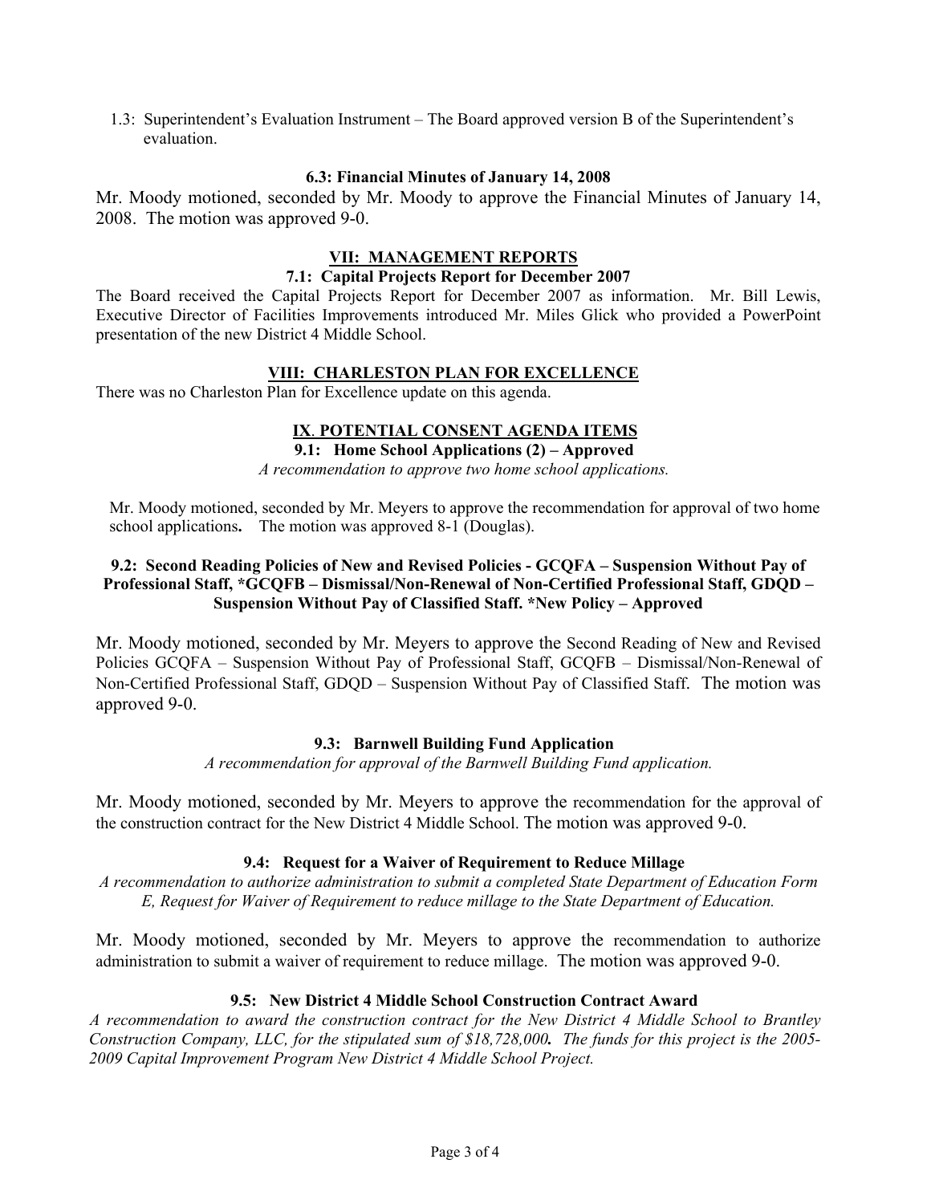1.3: Superintendent's Evaluation Instrument – The Board approved version B of the Superintendent's evaluation.

**6.3: Financial Minutes of January 14, 2008**

Mr. Moody motioned, seconded by Mr. Moody to approve the Financial Minutes of January 14, 2008. The motion was approved 9-0.

## VII: MANAGEMENT REPORTS

**7.1: Capital Projects Report for December 2007**

The Board received the Capital Projects Report for December 2007 as information. Mr. Bill Lewis, Executive Director of Facilities Improvements introduced Mr. Miles Glick who provided a PowerPoint presentation of the new District 4 Middle School.

## VIII: CHARLESTON PLAN FOR EXCELLENCE

There was no Charleston Plan for Excellence update on this agenda.

## IX. POTENTIAL CONSENT AGENDA ITEMS

**9.1: Home School Applications (2) – Approved**

*A recommendation to approve two home school applications.*

Mr. Moody motioned, seconded by Mr. Meyers to approve the recommendation for approval of two home school applications**.** The motion was approved 8-1 (Douglas).

**9.2: Second Reading Policies of New and Revised Policies - GCQFA – Suspension Without Pay of Professional Staff, *GCQFB – Dismissal/Non-Renewal of Non-Certified Professional Staff, GDQD – Suspension Without Pay of Classified Staff. *New Policy – Approved**

Mr. Moody motioned, seconded by Mr. Meyers to approve the Second Reading of New and Revised Policies GCQFA – Suspension Without Pay of Professional Staff, GCQFB – Dismissal/Non-Renewal of Non-Certified Professional Staff, GDQD – Suspension Without Pay of Classified Staff. The motion was approved 9-0.

**9.3: Barnwell Building Fund Application**

*A recommendation for approval of the Barnwell Building Fund application.*

Mr. Moody motioned, seconded by Mr. Meyers to approve the recommendation for the approval of the construction contract for the New District 4 Middle School. The motion was approved 9-0.

**9.4: Request for a Waiver of Requirement to Reduce Millage**

*A recommendation to authorize administration to submit a completed State Department of Education Form E, Request for Waiver of Requirement to reduce millage to the State Department of Education.*

Mr. Moody motioned, seconded by Mr. Meyers to approve the recommendation to authorize administration to submit a waiver of requirement to reduce millage. The motion was approved 9-0.

**9.5: New District 4 Middle School Construction Contract Award**

*A recommendation to award the construction contract for the New District 4 Middle School to Brantley Construction Company, LLC, for the stipulated sum of **$18,728,000**. The funds for this project is the 2005-2009 Capital Improvement Program New District 4 Middle School Project.*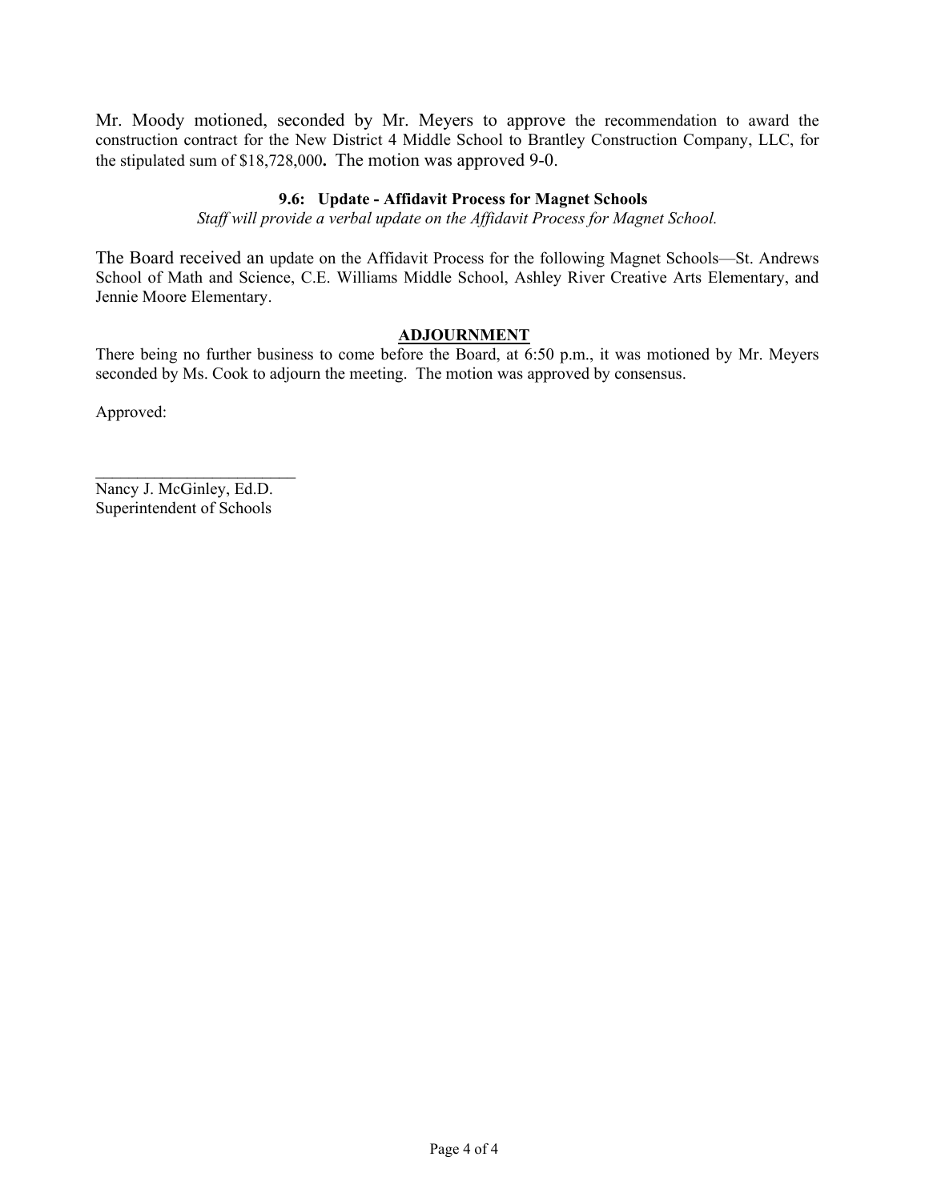Mr. Moody motioned, seconded by Mr. Meyers to approve the recommendation to award the construction contract for the New District 4 Middle School to Brantley Construction Company, LLC, for the stipulated sum of $18,728,000**.** The motion was approved 9-0.

**9.6: Update - Affidavit Process for Magnet Schools**

*Staff will provide a verbal update on the Affidavit Process for Magnet School.*

The Board received an update on the Affidavit Process for the following Magnet Schools—St. Andrews School of Math and Science, C.E. Williams Middle School, Ashley River Creative Arts Elementary, and Jennie Moore Elementary.

## ADJOURNMENT

There being no further business to come before the Board, at 6:50 p.m., it was motioned by Mr. Meyers seconded by Ms. Cook to adjourn the meeting. The motion was approved by consensus.

Approved:

_________________________

Nancy J. McGinley, Ed.D.
Superintendent of Schools